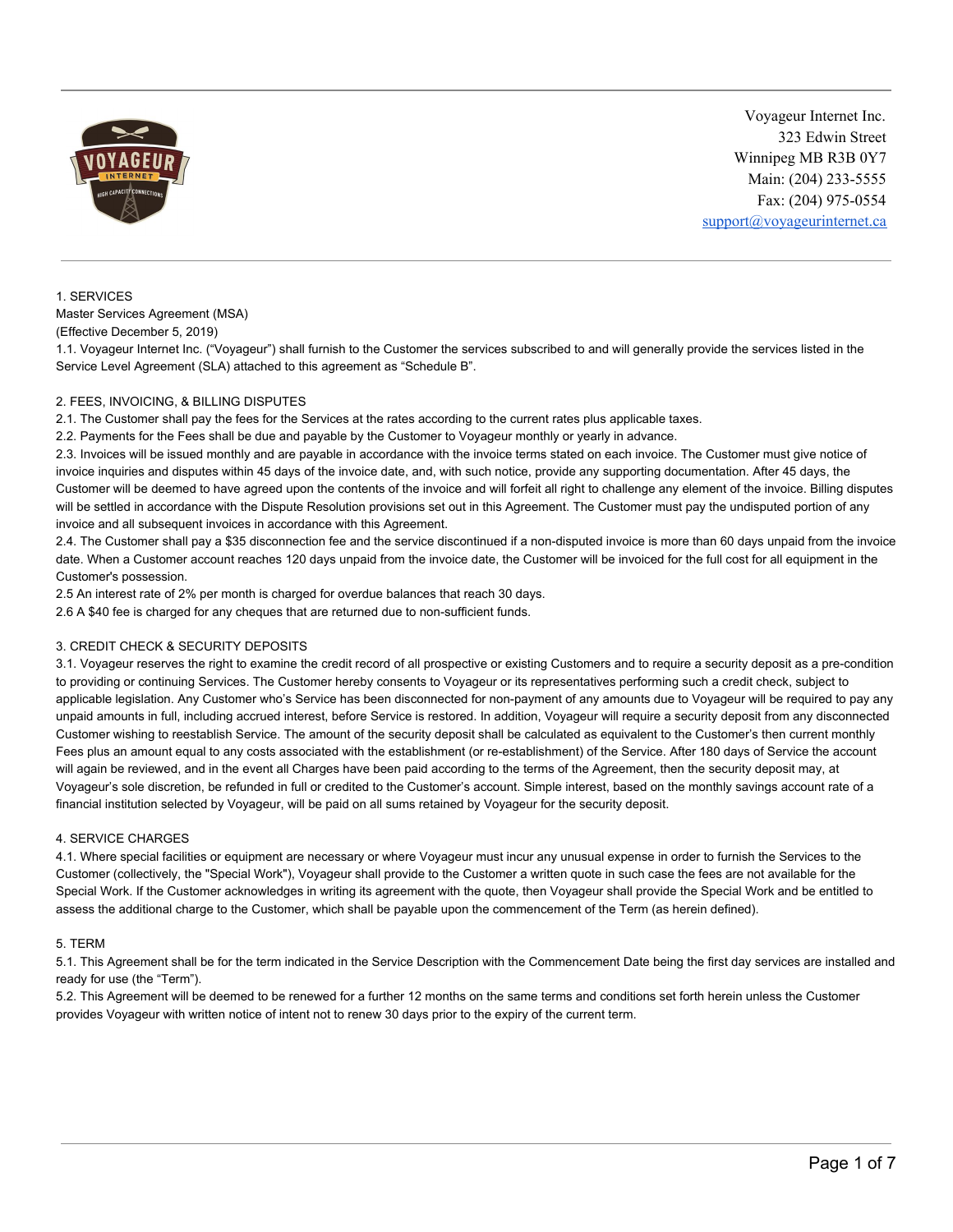Voyageur Internet Inc.
323 Edwin Street
Winnipeg MB R3B 0Y7
Main: (204) 233-5555
Fax: (204) 975-0554
support@voyageurinternet.ca

## 1. SERVICES

Master Services Agreement (MSA)
(Effective December 5, 2019)

1.1. Voyageur Internet Inc. ("Voyageur") shall furnish to the Customer the services subscribed to and will generally provide the services listed in the Service Level Agreement (SLA) attached to this agreement as "Schedule B".

## 2. FEES, INVOICING, & BILLING DISPUTES

2.1. The Customer shall pay the fees for the Services at the rates according to the current rates plus applicable taxes.

2.2. Payments for the Fees shall be due and payable by the Customer to Voyageur monthly or yearly in advance.

2.3. Invoices will be issued monthly and are payable in accordance with the invoice terms stated on each invoice. The Customer must give notice of invoice inquiries and disputes within 45 days of the invoice date, and, with such notice, provide any supporting documentation. After 45 days, the Customer will be deemed to have agreed upon the contents of the invoice and will forfeit all right to challenge any element of the invoice. Billing disputes will be settled in accordance with the Dispute Resolution provisions set out in this Agreement. The Customer must pay the undisputed portion of any invoice and all subsequent invoices in accordance with this Agreement.

2.4. The Customer shall pay a $35 disconnection fee and the service discontinued if a non-disputed invoice is more than 60 days unpaid from the invoice date. When a Customer account reaches 120 days unpaid from the invoice date, the Customer will be invoiced for the full cost for all equipment in the Customer's possession.

2.5 An interest rate of 2% per month is charged for overdue balances that reach 30 days.

2.6 A $40 fee is charged for any cheques that are returned due to non-sufficient funds.

## 3. CREDIT CHECK & SECURITY DEPOSITS

3.1. Voyageur reserves the right to examine the credit record of all prospective or existing Customers and to require a security deposit as a pre-condition to providing or continuing Services. The Customer hereby consents to Voyageur or its representatives performing such a credit check, subject to applicable legislation. Any Customer who's Service has been disconnected for non-payment of any amounts due to Voyageur will be required to pay any unpaid amounts in full, including accrued interest, before Service is restored. In addition, Voyageur will require a security deposit from any disconnected Customer wishing to reestablish Service. The amount of the security deposit shall be calculated as equivalent to the Customer's then current monthly Fees plus an amount equal to any costs associated with the establishment (or re-establishment) of the Service. After 180 days of Service the account will again be reviewed, and in the event all Charges have been paid according to the terms of the Agreement, then the security deposit may, at Voyageur's sole discretion, be refunded in full or credited to the Customer's account. Simple interest, based on the monthly savings account rate of a financial institution selected by Voyageur, will be paid on all sums retained by Voyageur for the security deposit.

## 4. SERVICE CHARGES

4.1. Where special facilities or equipment are necessary or where Voyageur must incur any unusual expense in order to furnish the Services to the Customer (collectively, the "Special Work"), Voyageur shall provide to the Customer a written quote in such case the fees are not available for the Special Work. If the Customer acknowledges in writing its agreement with the quote, then Voyageur shall provide the Special Work and be entitled to assess the additional charge to the Customer, which shall be payable upon the commencement of the Term (as herein defined).

## 5. TERM

5.1. This Agreement shall be for the term indicated in the Service Description with the Commencement Date being the first day services are installed and ready for use (the "Term").

5.2. This Agreement will be deemed to be renewed for a further 12 months on the same terms and conditions set forth herein unless the Customer provides Voyageur with written notice of intent not to renew 30 days prior to the expiry of the current term.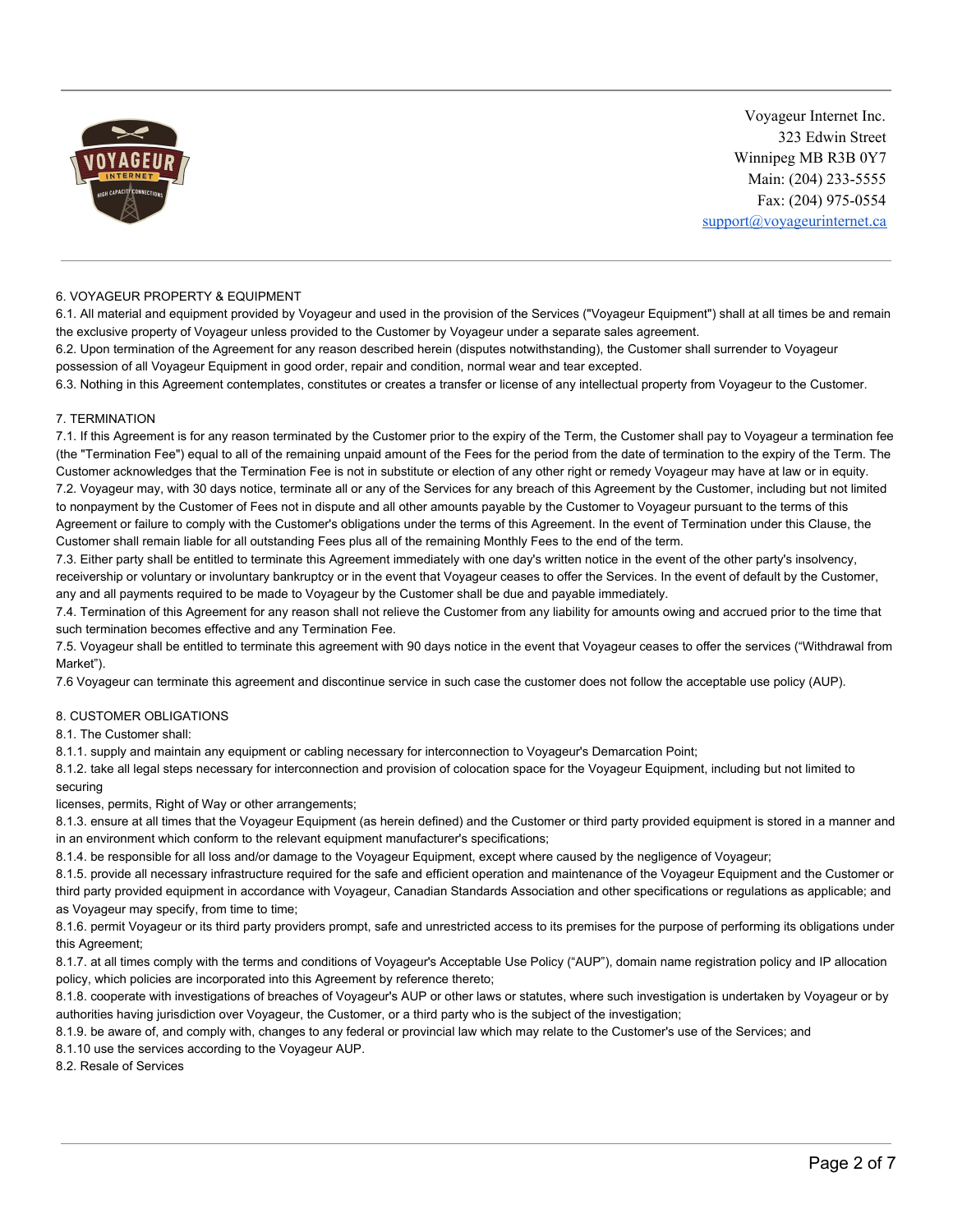## 6. VOYAGEUR PROPERTY & EQUIPMENT

6.1. All material and equipment provided by Voyageur and used in the provision of the Services ("Voyageur Equipment") shall at all times be and remain the exclusive property of Voyageur unless provided to the Customer by Voyageur under a separate sales agreement.

6.2. Upon termination of the Agreement for any reason described herein (disputes notwithstanding), the Customer shall surrender to Voyageur possession of all Voyageur Equipment in good order, repair and condition, normal wear and tear excepted.

6.3. Nothing in this Agreement contemplates, constitutes or creates a transfer or license of any intellectual property from Voyageur to the Customer.

## 7. TERMINATION

7.1. If this Agreement is for any reason terminated by the Customer prior to the expiry of the Term, the Customer shall pay to Voyageur a termination fee (the "Termination Fee") equal to all of the remaining unpaid amount of the Fees for the period from the date of termination to the expiry of the Term. The Customer acknowledges that the Termination Fee is not in substitute or election of any other right or remedy Voyageur may have at law or in equity.

7.2. Voyageur may, with 30 days notice, terminate all or any of the Services for any breach of this Agreement by the Customer, including but not limited to nonpayment by the Customer of Fees not in dispute and all other amounts payable by the Customer to Voyageur pursuant to the terms of this Agreement or failure to comply with the Customer's obligations under the terms of this Agreement. In the event of Termination under this Clause, the Customer shall remain liable for all outstanding Fees plus all of the remaining Monthly Fees to the end of the term.

7.3. Either party shall be entitled to terminate this Agreement immediately with one day's written notice in the event of the other party's insolvency, receivership or voluntary or involuntary bankruptcy or in the event that Voyageur ceases to offer the Services. In the event of default by the Customer, any and all payments required to be made to Voyageur by the Customer shall be due and payable immediately.

7.4. Termination of this Agreement for any reason shall not relieve the Customer from any liability for amounts owing and accrued prior to the time that such termination becomes effective and any Termination Fee.

7.5. Voyageur shall be entitled to terminate this agreement with 90 days notice in the event that Voyageur ceases to offer the services ("Withdrawal from Market").

7.6 Voyageur can terminate this agreement and discontinue service in such case the customer does not follow the acceptable use policy (AUP).

## 8. CUSTOMER OBLIGATIONS

8.1. The Customer shall:

8.1.1. supply and maintain any equipment or cabling necessary for interconnection to Voyageur's Demarcation Point;

8.1.2. take all legal steps necessary for interconnection and provision of colocation space for the Voyageur Equipment, including but not limited to securing
licenses, permits, Right of Way or other arrangements;

8.1.3. ensure at all times that the Voyageur Equipment (as herein defined) and the Customer or third party provided equipment is stored in a manner and in an environment which conform to the relevant equipment manufacturer's specifications;

8.1.4. be responsible for all loss and/or damage to the Voyageur Equipment, except where caused by the negligence of Voyageur;

8.1.5. provide all necessary infrastructure required for the safe and efficient operation and maintenance of the Voyageur Equipment and the Customer or third party provided equipment in accordance with Voyageur, Canadian Standards Association and other specifications or regulations as applicable; and as Voyageur may specify, from time to time;

8.1.6. permit Voyageur or its third party providers prompt, safe and unrestricted access to its premises for the purpose of performing its obligations under this Agreement;

8.1.7. at all times comply with the terms and conditions of Voyageur's Acceptable Use Policy ("AUP"), domain name registration policy and IP allocation policy, which policies are incorporated into this Agreement by reference thereto;

8.1.8. cooperate with investigations of breaches of Voyageur's AUP or other laws or statutes, where such investigation is undertaken by Voyageur or by authorities having jurisdiction over Voyageur, the Customer, or a third party who is the subject of the investigation;

8.1.9. be aware of, and comply with, changes to any federal or provincial law which may relate to the Customer's use of the Services; and

8.1.10 use the services according to the Voyageur AUP.

8.2. Resale of Services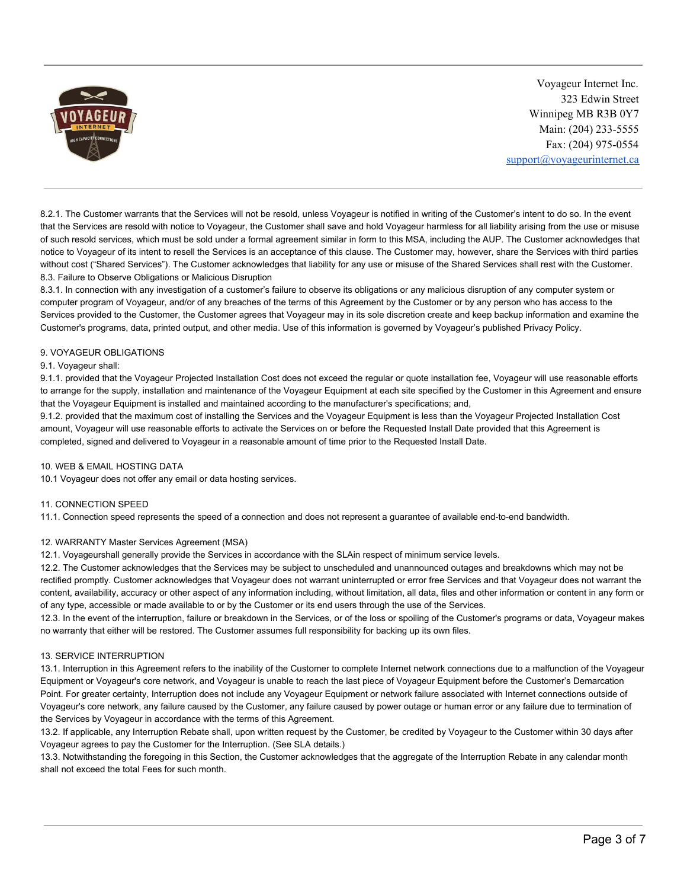Voyageur Internet Inc.
323 Edwin Street
Winnipeg MB R3B 0Y7
Main: (204) 233-5555
Fax: (204) 975-0554
support@voyageurinternet.ca

8.2.1. The Customer warrants that the Services will not be resold, unless Voyageur is notified in writing of the Customer's intent to do so. In the event that the Services are resold with notice to Voyageur, the Customer shall save and hold Voyageur harmless for all liability arising from the use or misuse of such resold services, which must be sold under a formal agreement similar in form to this MSA, including the AUP. The Customer acknowledges that notice to Voyageur of its intent to resell the Services is an acceptance of this clause. The Customer may, however, share the Services with third parties without cost ("Shared Services"). The Customer acknowledges that liability for any use or misuse of the Shared Services shall rest with the Customer.

8.3. Failure to Observe Obligations or Malicious Disruption

8.3.1. In connection with any investigation of a customer's failure to observe its obligations or any malicious disruption of any computer system or computer program of Voyageur, and/or of any breaches of the terms of this Agreement by the Customer or by any person who has access to the Services provided to the Customer, the Customer agrees that Voyageur may in its sole discretion create and keep backup information and examine the Customer's programs, data, printed output, and other media. Use of this information is governed by Voyageur's published Privacy Policy.

9. VOYAGEUR OBLIGATIONS

9.1. Voyageur shall:

9.1.1. provided that the Voyageur Projected Installation Cost does not exceed the regular or quote installation fee, Voyageur will use reasonable efforts to arrange for the supply, installation and maintenance of the Voyageur Equipment at each site specified by the Customer in this Agreement and ensure that the Voyageur Equipment is installed and maintained according to the manufacturer's specifications; and,

9.1.2. provided that the maximum cost of installing the Services and the Voyageur Equipment is less than the Voyageur Projected Installation Cost amount, Voyageur will use reasonable efforts to activate the Services on or before the Requested Install Date provided that this Agreement is completed, signed and delivered to Voyageur in a reasonable amount of time prior to the Requested Install Date.

10. WEB & EMAIL HOSTING DATA

10.1 Voyageur does not offer any email or data hosting services.

11. CONNECTION SPEED

11.1. Connection speed represents the speed of a connection and does not represent a guarantee of available end-to-end bandwidth.

12. WARRANTY Master Services Agreement (MSA)

12.1. Voyageurshall generally provide the Services in accordance with the SLAin respect of minimum service levels.

12.2. The Customer acknowledges that the Services may be subject to unscheduled and unannounced outages and breakdowns which may not be rectified promptly. Customer acknowledges that Voyageur does not warrant uninterrupted or error free Services and that Voyageur does not warrant the content, availability, accuracy or other aspect of any information including, without limitation, all data, files and other information or content in any form or of any type, accessible or made available to or by the Customer or its end users through the use of the Services.

12.3. In the event of the interruption, failure or breakdown in the Services, or of the loss or spoiling of the Customer's programs or data, Voyageur makes no warranty that either will be restored. The Customer assumes full responsibility for backing up its own files.

13. SERVICE INTERRUPTION

13.1. Interruption in this Agreement refers to the inability of the Customer to complete Internet network connections due to a malfunction of the Voyageur Equipment or Voyageur's core network, and Voyageur is unable to reach the last piece of Voyageur Equipment before the Customer's Demarcation Point. For greater certainty, Interruption does not include any Voyageur Equipment or network failure associated with Internet connections outside of Voyageur's core network, any failure caused by the Customer, any failure caused by power outage or human error or any failure due to termination of the Services by Voyageur in accordance with the terms of this Agreement.

13.2. If applicable, any Interruption Rebate shall, upon written request by the Customer, be credited by Voyageur to the Customer within 30 days after Voyageur agrees to pay the Customer for the Interruption. (See SLA details.)

13.3. Notwithstanding the foregoing in this Section, the Customer acknowledges that the aggregate of the Interruption Rebate in any calendar month shall not exceed the total Fees for such month.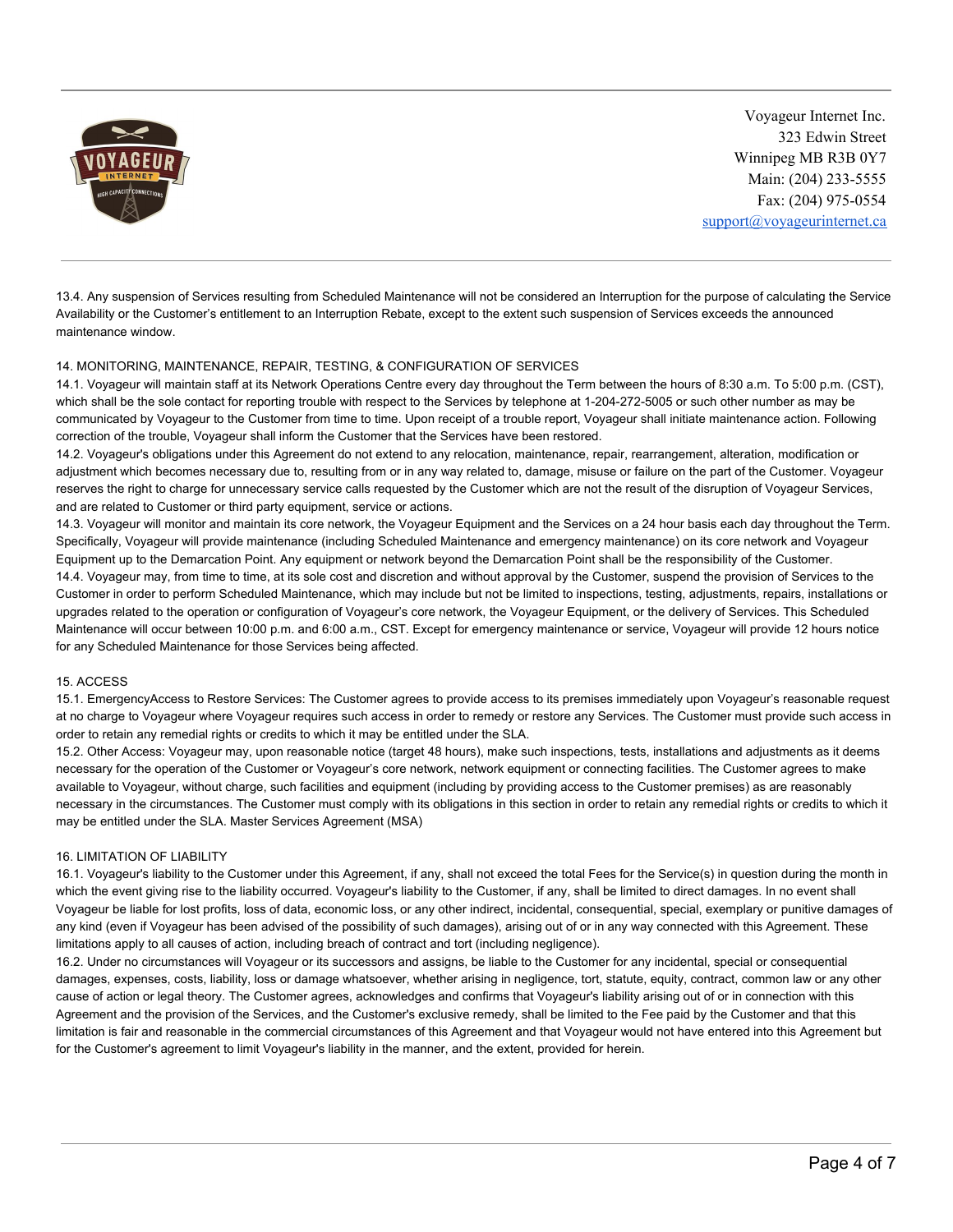13.4. Any suspension of Services resulting from Scheduled Maintenance will not be considered an Interruption for the purpose of calculating the Service Availability or the Customer's entitlement to an Interruption Rebate, except to the extent such suspension of Services exceeds the announced maintenance window.

## 14. MONITORING, MAINTENANCE, REPAIR, TESTING, & CONFIGURATION OF SERVICES

14.1. Voyageur will maintain staff at its Network Operations Centre every day throughout the Term between the hours of 8:30 a.m. To 5:00 p.m. (CST), which shall be the sole contact for reporting trouble with respect to the Services by telephone at 1-204-272-5005 or such other number as may be communicated by Voyageur to the Customer from time to time. Upon receipt of a trouble report, Voyageur shall initiate maintenance action. Following correction of the trouble, Voyageur shall inform the Customer that the Services have been restored.

14.2. Voyageur's obligations under this Agreement do not extend to any relocation, maintenance, repair, rearrangement, alteration, modification or adjustment which becomes necessary due to, resulting from or in any way related to, damage, misuse or failure on the part of the Customer. Voyageur reserves the right to charge for unnecessary service calls requested by the Customer which are not the result of the disruption of Voyageur Services, and are related to Customer or third party equipment, service or actions.

14.3. Voyageur will monitor and maintain its core network, the Voyageur Equipment and the Services on a 24 hour basis each day throughout the Term. Specifically, Voyageur will provide maintenance (including Scheduled Maintenance and emergency maintenance) on its core network and Voyageur Equipment up to the Demarcation Point. Any equipment or network beyond the Demarcation Point shall be the responsibility of the Customer.

14.4. Voyageur may, from time to time, at its sole cost and discretion and without approval by the Customer, suspend the provision of Services to the Customer in order to perform Scheduled Maintenance, which may include but not be limited to inspections, testing, adjustments, repairs, installations or upgrades related to the operation or configuration of Voyageur's core network, the Voyageur Equipment, or the delivery of Services. This Scheduled Maintenance will occur between 10:00 p.m. and 6:00 a.m., CST. Except for emergency maintenance or service, Voyageur will provide 12 hours notice for any Scheduled Maintenance for those Services being affected.

## 15. ACCESS

15.1. EmergencyAccess to Restore Services: The Customer agrees to provide access to its premises immediately upon Voyageur's reasonable request at no charge to Voyageur where Voyageur requires such access in order to remedy or restore any Services. The Customer must provide such access in order to retain any remedial rights or credits to which it may be entitled under the SLA.

15.2. Other Access: Voyageur may, upon reasonable notice (target 48 hours), make such inspections, tests, installations and adjustments as it deems necessary for the operation of the Customer or Voyageur's core network, network equipment or connecting facilities. The Customer agrees to make available to Voyageur, without charge, such facilities and equipment (including by providing access to the Customer premises) as are reasonably necessary in the circumstances. The Customer must comply with its obligations in this section in order to retain any remedial rights or credits to which it may be entitled under the SLA. Master Services Agreement (MSA)

## 16. LIMITATION OF LIABILITY

16.1. Voyageur's liability to the Customer under this Agreement, if any, shall not exceed the total Fees for the Service(s) in question during the month in which the event giving rise to the liability occurred. Voyageur's liability to the Customer, if any, shall be limited to direct damages. In no event shall Voyageur be liable for lost profits, loss of data, economic loss, or any other indirect, incidental, consequential, special, exemplary or punitive damages of any kind (even if Voyageur has been advised of the possibility of such damages), arising out of or in any way connected with this Agreement. These limitations apply to all causes of action, including breach of contract and tort (including negligence).

16.2. Under no circumstances will Voyageur or its successors and assigns, be liable to the Customer for any incidental, special or consequential damages, expenses, costs, liability, loss or damage whatsoever, whether arising in negligence, tort, statute, equity, contract, common law or any other cause of action or legal theory. The Customer agrees, acknowledges and confirms that Voyageur's liability arising out of or in connection with this Agreement and the provision of the Services, and the Customer's exclusive remedy, shall be limited to the Fee paid by the Customer and that this limitation is fair and reasonable in the commercial circumstances of this Agreement and that Voyageur would not have entered into this Agreement but for the Customer's agreement to limit Voyageur's liability in the manner, and the extent, provided for herein.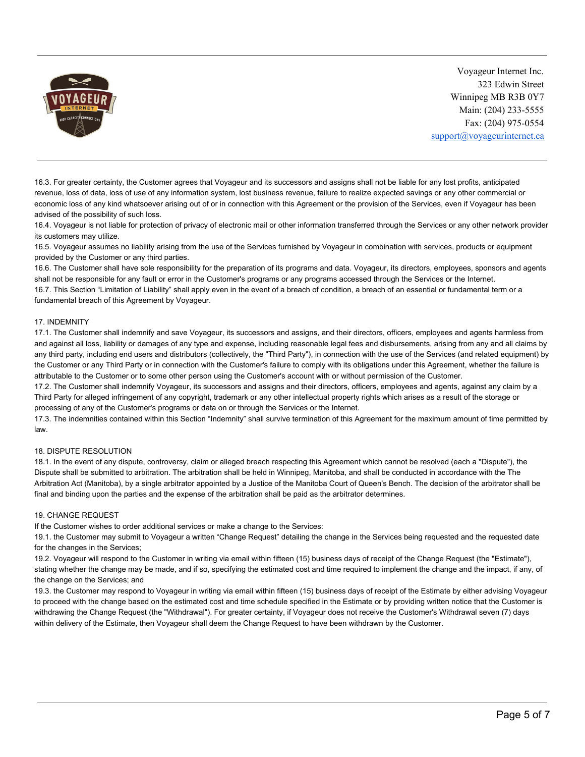16.3. For greater certainty, the Customer agrees that Voyageur and its successors and assigns shall not be liable for any lost profits, anticipated revenue, loss of data, loss of use of any information system, lost business revenue, failure to realize expected savings or any other commercial or economic loss of any kind whatsoever arising out of or in connection with this Agreement or the provision of the Services, even if Voyageur has been advised of the possibility of such loss.

16.4. Voyageur is not liable for protection of privacy of electronic mail or other information transferred through the Services or any other network provider its customers may utilize.

16.5. Voyageur assumes no liability arising from the use of the Services furnished by Voyageur in combination with services, products or equipment provided by the Customer or any third parties.

16.6. The Customer shall have sole responsibility for the preparation of its programs and data. Voyageur, its directors, employees, sponsors and agents shall not be responsible for any fault or error in the Customer's programs or any programs accessed through the Services or the Internet.

16.7. This Section "Limitation of Liability" shall apply even in the event of a breach of condition, a breach of an essential or fundamental term or a fundamental breach of this Agreement by Voyageur.

## 17. INDEMNITY

17.1. The Customer shall indemnify and save Voyageur, its successors and assigns, and their directors, officers, employees and agents harmless from and against all loss, liability or damages of any type and expense, including reasonable legal fees and disbursements, arising from any and all claims by any third party, including end users and distributors (collectively, the "Third Party"), in connection with the use of the Services (and related equipment) by the Customer or any Third Party or in connection with the Customer's failure to comply with its obligations under this Agreement, whether the failure is attributable to the Customer or to some other person using the Customer's account with or without permission of the Customer.

17.2. The Customer shall indemnify Voyageur, its successors and assigns and their directors, officers, employees and agents, against any claim by a Third Party for alleged infringement of any copyright, trademark or any other intellectual property rights which arises as a result of the storage or processing of any of the Customer's programs or data on or through the Services or the Internet.

17.3. The indemnities contained within this Section "Indemnity" shall survive termination of this Agreement for the maximum amount of time permitted by law.

## 18. DISPUTE RESOLUTION

18.1. In the event of any dispute, controversy, claim or alleged breach respecting this Agreement which cannot be resolved (each a "Dispute"), the Dispute shall be submitted to arbitration. The arbitration shall be held in Winnipeg, Manitoba, and shall be conducted in accordance with the The Arbitration Act (Manitoba), by a single arbitrator appointed by a Justice of the Manitoba Court of Queen's Bench. The decision of the arbitrator shall be final and binding upon the parties and the expense of the arbitration shall be paid as the arbitrator determines.

## 19. CHANGE REQUEST

If the Customer wishes to order additional services or make a change to the Services:

19.1. the Customer may submit to Voyageur a written "Change Request" detailing the change in the Services being requested and the requested date for the changes in the Services;

19.2. Voyageur will respond to the Customer in writing via email within fifteen (15) business days of receipt of the Change Request (the "Estimate"), stating whether the change may be made, and if so, specifying the estimated cost and time required to implement the change and the impact, if any, of the change on the Services; and

19.3. the Customer may respond to Voyageur in writing via email within fifteen (15) business days of receipt of the Estimate by either advising Voyageur to proceed with the change based on the estimated cost and time schedule specified in the Estimate or by providing written notice that the Customer is withdrawing the Change Request (the "Withdrawal"). For greater certainty, if Voyageur does not receive the Customer's Withdrawal seven (7) days within delivery of the Estimate, then Voyageur shall deem the Change Request to have been withdrawn by the Customer.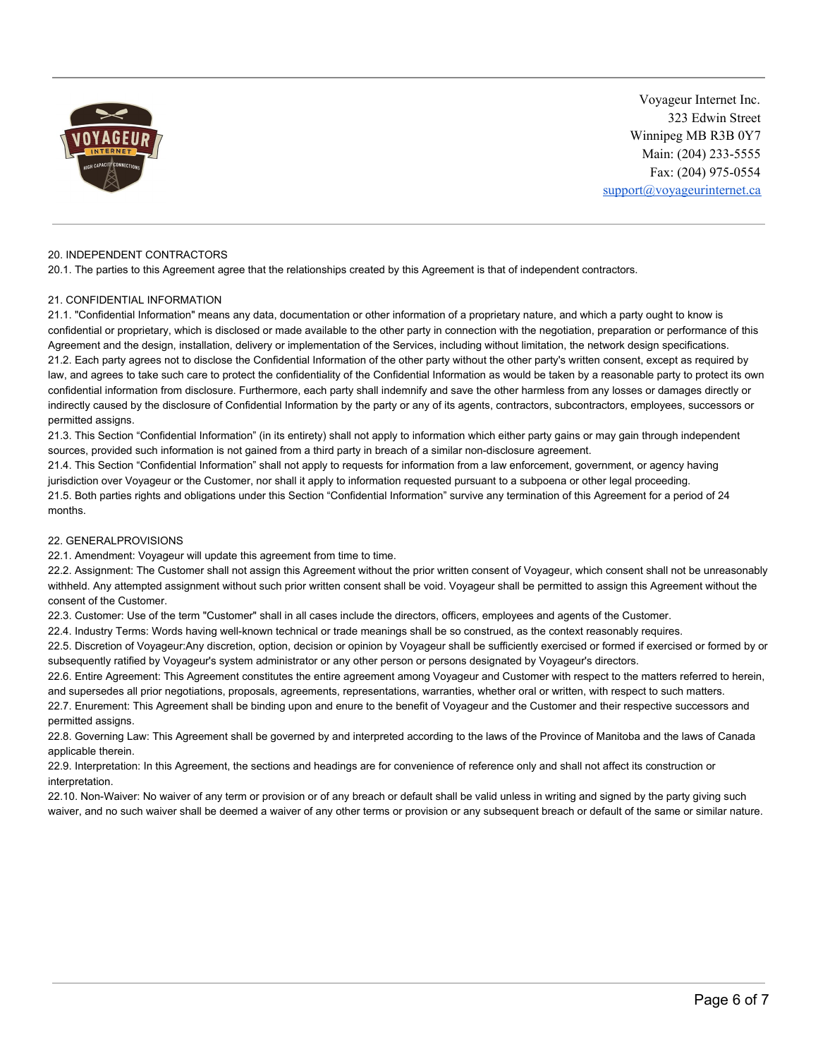Voyageur Internet Inc.
323 Edwin Street
Winnipeg MB R3B 0Y7
Main: (204) 233-5555
Fax: (204) 975-0554
support@voyageurinternet.ca

20. INDEPENDENT CONTRACTORS

20.1. The parties to this Agreement agree that the relationships created by this Agreement is that of independent contractors.

21. CONFIDENTIAL INFORMATION

21.1. "Confidential Information" means any data, documentation or other information of a proprietary nature, and which a party ought to know is confidential or proprietary, which is disclosed or made available to the other party in connection with the negotiation, preparation or performance of this Agreement and the design, installation, delivery or implementation of the Services, including without limitation, the network design specifications.

21.2. Each party agrees not to disclose the Confidential Information of the other party without the other party's written consent, except as required by law, and agrees to take such care to protect the confidentiality of the Confidential Information as would be taken by a reasonable party to protect its own confidential information from disclosure. Furthermore, each party shall indemnify and save the other harmless from any losses or damages directly or indirectly caused by the disclosure of Confidential Information by the party or any of its agents, contractors, subcontractors, employees, successors or permitted assigns.

21.3. This Section "Confidential Information" (in its entirety) shall not apply to information which either party gains or may gain through independent sources, provided such information is not gained from a third party in breach of a similar non-disclosure agreement.

21.4. This Section "Confidential Information" shall not apply to requests for information from a law enforcement, government, or agency having jurisdiction over Voyageur or the Customer, nor shall it apply to information requested pursuant to a subpoena or other legal proceeding.

21.5. Both parties rights and obligations under this Section "Confidential Information" survive any termination of this Agreement for a period of 24 months.

22. GENERALPROVISIONS

22.1. Amendment: Voyageur will update this agreement from time to time.

22.2. Assignment: The Customer shall not assign this Agreement without the prior written consent of Voyageur, which consent shall not be unreasonably withheld. Any attempted assignment without such prior written consent shall be void. Voyageur shall be permitted to assign this Agreement without the consent of the Customer.

22.3. Customer: Use of the term "Customer" shall in all cases include the directors, officers, employees and agents of the Customer.

22.4. Industry Terms: Words having well-known technical or trade meanings shall be so construed, as the context reasonably requires.

22.5. Discretion of Voyageur:Any discretion, option, decision or opinion by Voyageur shall be sufficiently exercised or formed if exercised or formed by or subsequently ratified by Voyageur's system administrator or any other person or persons designated by Voyageur's directors.

22.6. Entire Agreement: This Agreement constitutes the entire agreement among Voyageur and Customer with respect to the matters referred to herein, and supersedes all prior negotiations, proposals, agreements, representations, warranties, whether oral or written, with respect to such matters.

22.7. Enurement: This Agreement shall be binding upon and enure to the benefit of Voyageur and the Customer and their respective successors and permitted assigns.

22.8. Governing Law: This Agreement shall be governed by and interpreted according to the laws of the Province of Manitoba and the laws of Canada applicable therein.

22.9. Interpretation: In this Agreement, the sections and headings are for convenience of reference only and shall not affect its construction or interpretation.

22.10. Non-Waiver: No waiver of any term or provision or of any breach or default shall be valid unless in writing and signed by the party giving such waiver, and no such waiver shall be deemed a waiver of any other terms or provision or any subsequent breach or default of the same or similar nature.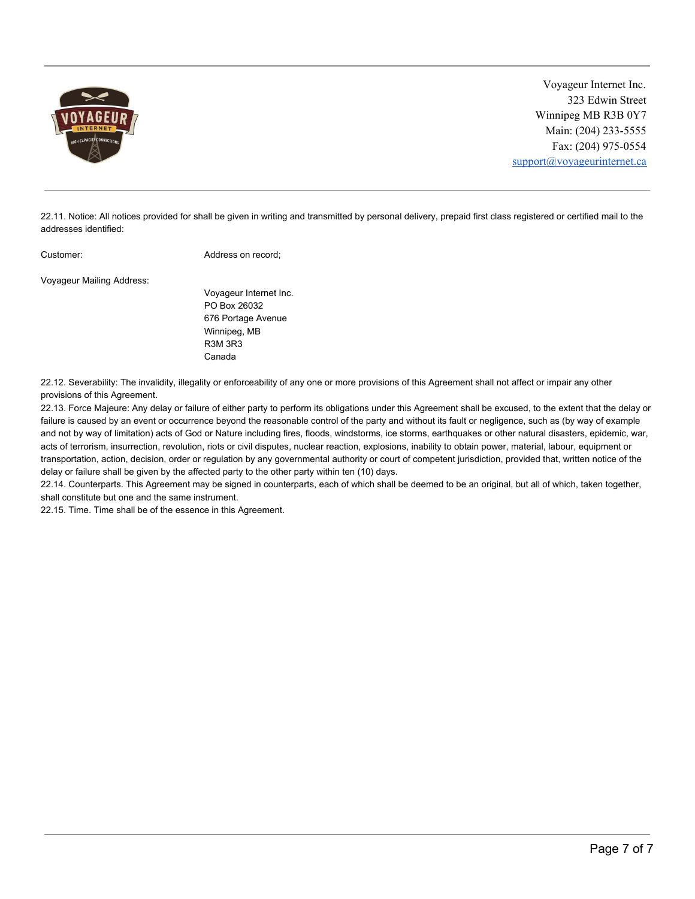22.11. Notice: All notices provided for shall be given in writing and transmitted by personal delivery, prepaid first class registered or certified mail to the addresses identified:

| | |
|---|---|
| Customer: | Address on record; |
| Voyageur Mailing Address: | Voyageur Internet Inc.<br>PO Box 26032<br>676 Portage Avenue<br>Winnipeg, MB<br>R3M 3R3<br>Canada |

22.12. Severability: The invalidity, illegality or enforceability of any one or more provisions of this Agreement shall not affect or impair any other provisions of this Agreement.

22.13. Force Majeure: Any delay or failure of either party to perform its obligations under this Agreement shall be excused, to the extent that the delay or failure is caused by an event or occurrence beyond the reasonable control of the party and without its fault or negligence, such as (by way of example and not by way of limitation) acts of God or Nature including fires, floods, windstorms, ice storms, earthquakes or other natural disasters, epidemic, war, acts of terrorism, insurrection, revolution, riots or civil disputes, nuclear reaction, explosions, inability to obtain power, material, labour, equipment or transportation, action, decision, order or regulation by any governmental authority or court of competent jurisdiction, provided that, written notice of the delay or failure shall be given by the affected party to the other party within ten (10) days.

22.14. Counterparts. This Agreement may be signed in counterparts, each of which shall be deemed to be an original, but all of which, taken together, shall constitute but one and the same instrument.

22.15. Time. Time shall be of the essence in this Agreement.